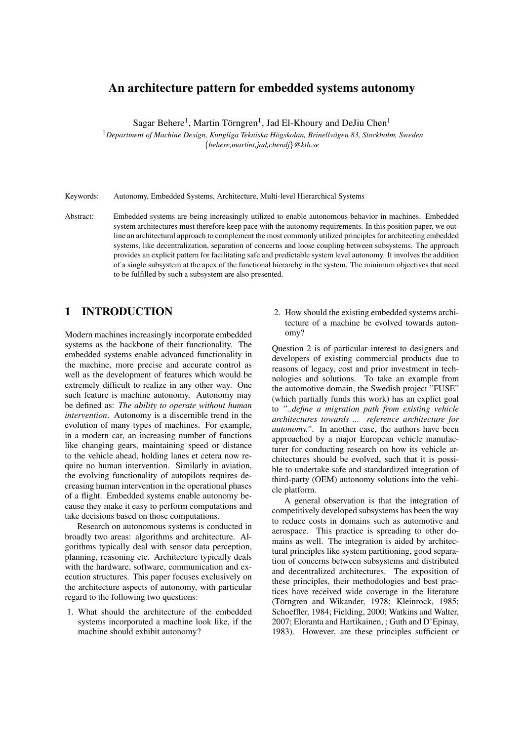# An architecture pattern for embedded systems autonomy

Sagar Behere[1], Martin Törngren[1], Jad El-Khoury and DeJiu Chen[1]

[1] *Department of Machine Design, Kungliga Tekniska Högskolan, Brinellvägen 83, Stockholm, Sweden*
*{behere,martint,jad,chendj}@kth.se*

Keywords: Autonomy, Embedded Systems, Architecture, Multi-level Hierarchical Systems

Abstract: Embedded systems are being increasingly utilized to enable autonomous behavior in machines. Embedded system architectures must therefore keep pace with the autonomy requirements. In this position paper, we outline an architectural approach to complement the most commonly utilized principles for architecting embedded systems, like decentralization, separation of concerns and loose coupling between subsystems. The approach provides an explicit pattern for facilitating safe and predictable system level autonomy. It involves the addition of a single subsystem at the apex of the functional hierarchy in the system. The minimum objectives that need to be fulfilled by such a subsystem are also presented.

## 1 INTRODUCTION

Modern machines increasingly incorporate embedded systems as the backbone of their functionality. The embedded systems enable advanced functionality in the machine, more precise and accurate control as well as the development of features which would be extremely difficult to realize in any other way. One such feature is machine autonomy. Autonomy may be defined as: *The ability to operate without human intervention*. Autonomy is a discernible trend in the evolution of many types of machines. For example, in a modern car, an increasing number of functions like changing gears, maintaining speed or distance to the vehicle ahead, holding lanes et cetera now require no human intervention. Similarly in aviation, the evolving functionality of autopilots requires decreasing human intervention in the operational phases of a flight. Embedded systems enable autonomy because they make it easy to perform computations and take decisions based on those computations.

Research on autonomous systems is conducted in broadly two areas: algorithms and architecture. Algorithms typically deal with sensor data perception, planning, reasoning etc. Architecture typically deals with the hardware, software, communication and execution structures. This paper focuses exclusively on the architecture aspects of autonomy, with particular regard to the following two questions:

1. What should the architecture of the embedded systems incorporated a machine look like, if the machine should exhibit autonomy?
2. How should the existing embedded systems architecture of a machine be evolved towards autonomy?

Question 2 is of particular interest to designers and developers of existing commercial products due to reasons of legacy, cost and prior investment in technologies and solutions. To take an example from the automotive domain, the Swedish project "FUSE" (which partially funds this work) has an explict goal to *"..define a migration path from existing vehicle architectures towards ... reference architecture for autonomy."*. In another case, the authors have been approached by a major European vehicle manufacturer for conducting research on how its vehicle architectures should be evolved, such that it is possible to undertake safe and standardized integration of third-party (OEM) autonomy solutions into the vehicle platform.

A general observation is that the integration of competitively developed subsystems has been the way to reduce costs in domains such as automotive and aerospace. This practice is spreading to other domains as well. The integration is aided by architectural principles like system partitioning, good separation of concerns between subsystems and distributed and decentralized architectures. The exposition of these principles, their methodologies and best practices have received wide coverage in the literature (Törngren and Wikander, 1978; Kleinrock, 1985; Schoeffler, 1984; Fielding, 2000; Watkins and Walter, 2007; Eloranta and Hartikainen, ; Guth and D'Epinay, 1983). However, are these principles sufficient or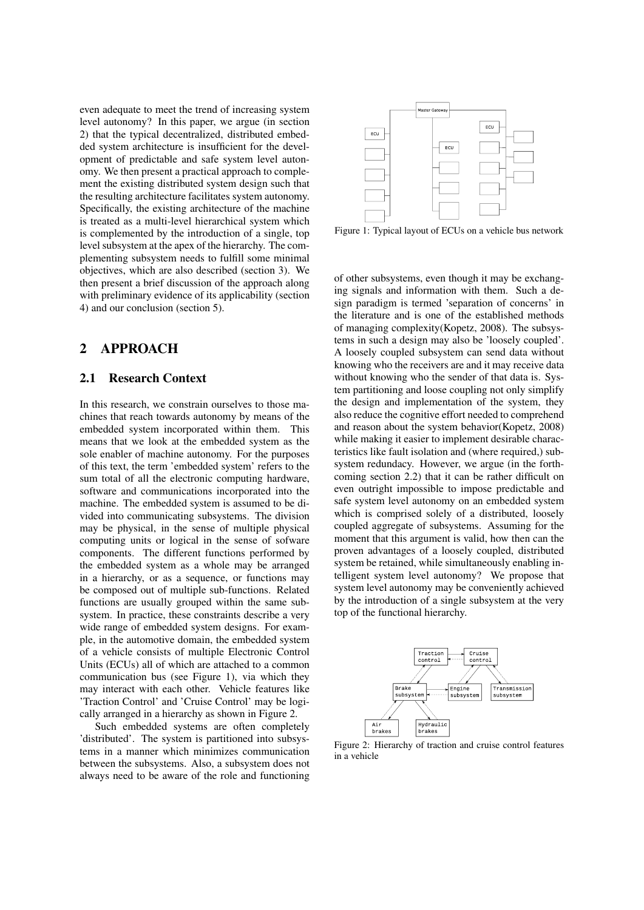even adequate to meet the trend of increasing system level autonomy? In this paper, we argue (in section 2) that the typical decentralized, distributed embedded system architecture is insufficient for the development of predictable and safe system level autonomy. We then present a practical approach to complement the existing distributed system design such that the resulting architecture facilitates system autonomy. Specifically, the existing architecture of the machine is treated as a multi-level hierarchical system which is complemented by the introduction of a single, top level subsystem at the apex of the hierarchy. The complementing subsystem needs to fulfill some minimal objectives, which are also described (section 3). We then present a brief discussion of the approach along with preliminary evidence of its applicability (section 4) and our conclusion (section 5).

## 2 APPROACH

### 2.1 Research Context

In this research, we constrain ourselves to those machines that reach towards autonomy by means of the embedded system incorporated within them. This means that we look at the embedded system as the sole enabler of machine autonomy. For the purposes of this text, the term 'embedded system' refers to the sum total of all the electronic computing hardware, software and communications incorporated into the machine. The embedded system is assumed to be divided into communicating subsystems. The division may be physical, in the sense of multiple physical computing units or logical in the sense of sofware components. The different functions performed by the embedded system as a whole may be arranged in a hierarchy, or as a sequence, or functions may be composed out of multiple sub-functions. Related functions are usually grouped within the same subsystem. In practice, these constraints describe a very wide range of embedded system designs. For example, in the automotive domain, the embedded system of a vehicle consists of multiple Electronic Control Units (ECUs) all of which are attached to a common communication bus (see Figure 1), via which they may interact with each other. Vehicle features like 'Traction Control' and 'Cruise Control' may be logically arranged in a hierarchy as shown in Figure 2.

Such embedded systems are often completely 'distributed'. The system is partitioned into subsystems in a manner which minimizes communication between the subsystems. Also, a subsystem does not always need to be aware of the role and functioning of other subsystems, even though it may be exchanging signals and information with them. Such a design paradigm is termed 'separation of concerns' in the literature and is one of the established methods of managing complexity(Kopetz, 2008). The subsystems in such a design may also be 'loosely coupled'. A loosely coupled subsystem can send data without knowing who the receivers are and it may receive data without knowing who the sender of that data is. System partitioning and loose coupling not only simplify the design and implementation of the system, they also reduce the cognitive effort needed to comprehend and reason about the system behavior(Kopetz, 2008) while making it easier to implement desirable characteristics like fault isolation and (where required,) subsystem redundacy. However, we argue (in the forthcoming section 2.2) that it can be rather difficult on even outright impossible to impose predictable and safe system level autonomy on an embedded system which is comprised solely of a distributed, loosely coupled aggregate of subsystems. Assuming for the moment that this argument is valid, how then can the proven advantages of a loosely coupled, distributed system be retained, while simultaneously enabling intelligent system level autonomy? We propose that system level autonomy may be conveniently achieved by the introduction of a single subsystem at the very top of the functional hierarchy.

Figure 1: Typical layout of ECUs on a vehicle bus network

Figure 2: Hierarchy of traction and cruise control features in a vehicle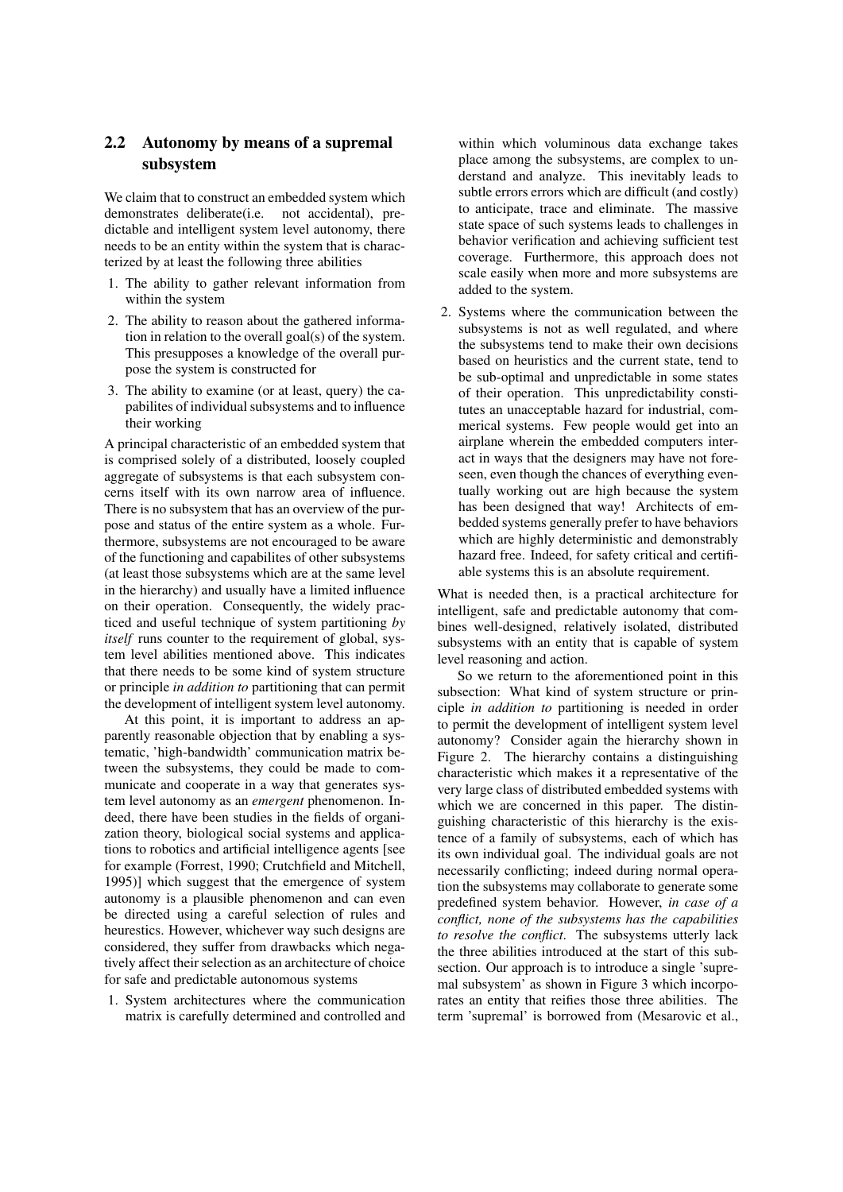## 2.2 Autonomy by means of a supremal subsystem

We claim that to construct an embedded system which demonstrates deliberate(i.e. not accidental), predictable and intelligent system level autonomy, there needs to be an entity within the system that is characterized by at least the following three abilities

1. The ability to gather relevant information from within the system
2. The ability to reason about the gathered information in relation to the overall goal(s) of the system. This presupposes a knowledge of the overall purpose the system is constructed for
3. The ability to examine (or at least, query) the capabilites of individual subsystems and to influence their working

A principal characteristic of an embedded system that is comprised solely of a distributed, loosely coupled aggregate of subsystems is that each subsystem concerns itself with its own narrow area of influence. There is no subsystem that has an overview of the purpose and status of the entire system as a whole. Furthermore, subsystems are not encouraged to be aware of the functioning and capabilites of other subsystems (at least those subsystems which are at the same level in the hierarchy) and usually have a limited influence on their operation. Consequently, the widely practiced and useful technique of system partitioning *by itself* runs counter to the requirement of global, system level abilities mentioned above. This indicates that there needs to be some kind of system structure or principle *in addition to* partitioning that can permit the development of intelligent system level autonomy.

At this point, it is important to address an apparently reasonable objection that by enabling a systematic, 'high-bandwidth' communication matrix between the subsystems, they could be made to communicate and cooperate in a way that generates system level autonomy as an *emergent* phenomenon. Indeed, there have been studies in the fields of organization theory, biological social systems and applications to robotics and artificial intelligence agents [see for example (Forrest, 1990; Crutchfield and Mitchell, 1995)] which suggest that the emergence of system autonomy is a plausible phenomenon and can even be directed using a careful selection of rules and heurestics. However, whichever way such designs are considered, they suffer from drawbacks which negatively affect their selection as an architecture of choice for safe and predictable autonomous systems

1. System architectures where the communication matrix is carefully determined and controlled and within which voluminous data exchange takes place among the subsystems, are complex to understand and analyze. This inevitably leads to subtle errors errors which are difficult (and costly) to anticipate, trace and eliminate. The massive state space of such systems leads to challenges in behavior verification and achieving sufficient test coverage. Furthermore, this approach does not scale easily when more and more subsystems are added to the system.
2. Systems where the communication between the subsystems is not as well regulated, and where the subsystems tend to make their own decisions based on heuristics and the current state, tend to be sub-optimal and unpredictable in some states of their operation. This unpredictability constitutes an unacceptable hazard for industrial, commerical systems. Few people would get into an airplane wherein the embedded computers interact in ways that the designers may have not foreseen, even though the chances of everything eventually working out are high because the system has been designed that way! Architects of embedded systems generally prefer to have behaviors which are highly deterministic and demonstrably hazard free. Indeed, for safety critical and certifiable systems this is an absolute requirement.

What is needed then, is a practical architecture for intelligent, safe and predictable autonomy that combines well-designed, relatively isolated, distributed subsystems with an entity that is capable of system level reasoning and action.

So we return to the aforementioned point in this subsection: What kind of system structure or principle *in addition to* partitioning is needed in order to permit the development of intelligent system level autonomy? Consider again the hierarchy shown in Figure 2. The hierarchy contains a distinguishing characteristic which makes it a representative of the very large class of distributed embedded systems with which we are concerned in this paper. The distinguishing characteristic of this hierarchy is the existence of a family of subsystems, each of which has its own individual goal. The individual goals are not necessarily conflicting; indeed during normal operation the subsystems may collaborate to generate some predefined system behavior. However, *in case of a conflict, none of the subsystems has the capabilities to resolve the conflict*. The subsystems utterly lack the three abilities introduced at the start of this subsection. Our approach is to introduce a single 'supremal subsystem' as shown in Figure 3 which incorporates an entity that reifies those three abilities. The term 'supremal' is borrowed from (Mesarovic et al.,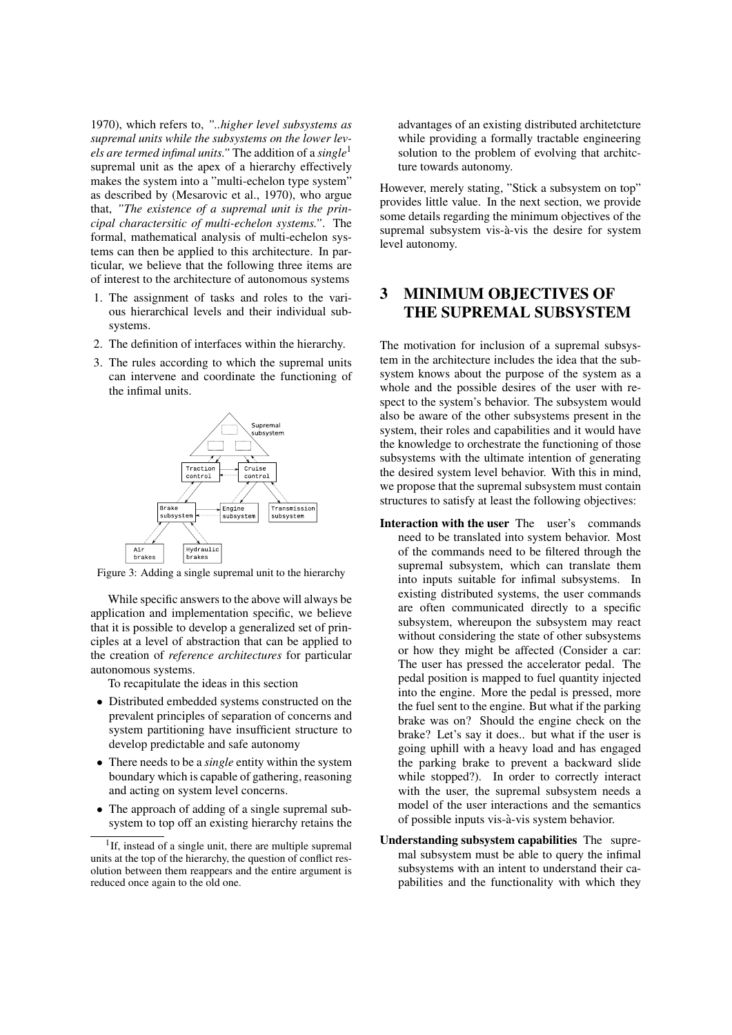1970), which refers to, *"..higher level subsystems as supremal units while the subsystems on the lower levels are termed infimal units."* The addition of a *single*[1] supremal unit as the apex of a hierarchy effectively makes the system into a "multi-echelon type system" as described by (Mesarovic et al., 1970), who argue that, *"The existence of a supremal unit is the principal charactersitic of multi-echelon systems."*. The formal, mathematical analysis of multi-echelon systems can then be applied to this architecture. In particular, we believe that the following three items are of interest to the architecture of autonomous systems

1. The assignment of tasks and roles to the various hierarchical levels and their individual subsystems.
2. The definition of interfaces within the hierarchy.
3. The rules according to which the supremal units can intervene and coordinate the functioning of the infimal units.

Figure 3: Adding a single supremal unit to the hierarchy

While specific answers to the above will always be application and implementation specific, we believe that it is possible to develop a generalized set of principles at a level of abstraction that can be applied to the creation of *reference architectures* for particular autonomous systems.

To recapitulate the ideas in this section

- Distributed embedded systems constructed on the prevalent principles of separation of concerns and system partitioning have insufficient structure to develop predictable and safe autonomy
- There needs to be a *single* entity within the system boundary which is capable of gathering, reasoning and acting on system level concerns.
- The approach of adding of a single supremal subsystem to top off an existing hierarchy retains the advantages of an existing distributed architetcture while providing a formally tractable engineering solution to the problem of evolving that architcture towards autonomy.

However, merely stating, "Stick a subsystem on top" provides little value. In the next section, we provide some details regarding the minimum objectives of the supremal subsystem vis-à-vis the desire for system level autonomy.

[1] If, instead of a single unit, there are multiple supremal units at the top of the hierarchy, the question of conflict resolution between them reappears and the entire argument is reduced once again to the old one.

# 3 MINIMUM OBJECTIVES OF THE SUPREMAL SUBSYSTEM

The motivation for inclusion of a supremal subsystem in the architecture includes the idea that the subsystem knows about the purpose of the system as a whole and the possible desires of the user with respect to the system's behavior. The subsystem would also be aware of the other subsystems present in the system, their roles and capabilities and it would have the knowledge to orchestrate the functioning of those subsystems with the ultimate intention of generating the desired system level behavior. With this in mind, we propose that the supremal subsystem must contain structures to satisfy at least the following objectives:

**Interaction with the user** The user's commands need to be translated into system behavior. Most of the commands need to be filtered through the supremal subsystem, which can translate them into inputs suitable for infimal subsystems. In existing distributed systems, the user commands are often communicated directly to a specific subsystem, whereupon the subsystem may react without considering the state of other subsystems or how they might be affected (Consider a car: The user has pressed the accelerator pedal. The pedal position is mapped to fuel quantity injected into the engine. More the pedal is pressed, more the fuel sent to the engine. But what if the parking brake was on? Should the engine check on the brake? Let's say it does.. but what if the user is going uphill with a heavy load and has engaged the parking brake to prevent a backward slide while stopped?). In order to correctly interact with the user, the supremal subsystem needs a model of the user interactions and the semantics of possible inputs vis-à-vis system behavior.

**Understanding subsystem capabilities** The supremal subsystem must be able to query the infimal subsystems with an intent to understand their capabilities and the functionality with which they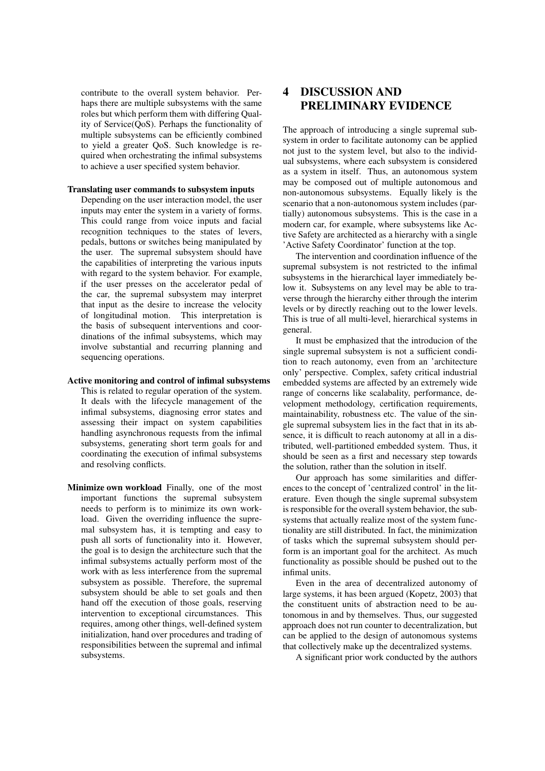contribute to the overall system behavior. Perhaps there are multiple subsystems with the same roles but which perform them with differing Quality of Service(QoS). Perhaps the functionality of multiple subsystems can be efficiently combined to yield a greater QoS. Such knowledge is required when orchestrating the infimal subsystems to achieve a user specified system behavior.

**Translating user commands to subsystem inputs** Depending on the user interaction model, the user inputs may enter the system in a variety of forms. This could range from voice inputs and facial recognition techniques to the states of levers, pedals, buttons or switches being manipulated by the user. The supremal subsystem should have the capabilities of interpreting the various inputs with regard to the system behavior. For example, if the user presses on the accelerator pedal of the car, the supremal subsystem may interpret that input as the desire to increase the velocity of longitudinal motion. This interpretation is the basis of subsequent interventions and coordinations of the infimal subsystems, which may involve substantial and recurring planning and sequencing operations.

**Active monitoring and control of infimal subsystems** This is related to regular operation of the system. It deals with the lifecycle management of the infimal subsystems, diagnosing error states and assessing their impact on system capabilities handling asynchronous requests from the infimal subsystems, generating short term goals for and coordinating the execution of infimal subsystems and resolving conflicts.

**Minimize own workload** Finally, one of the most important functions the supremal subsystem needs to perform is to minimize its own workload. Given the overriding influence the supremal subsystem has, it is tempting and easy to push all sorts of functionality into it. However, the goal is to design the architecture such that the infimal subsystems actually perform most of the work with as less interference from the supremal subsystem as possible. Therefore, the supremal subsystem should be able to set goals and then hand off the execution of those goals, reserving intervention to exceptional circumstances. This requires, among other things, well-defined system initialization, hand over procedures and trading of responsibilities between the supremal and infimal subsystems.

# 4 DISCUSSION AND PRELIMINARY EVIDENCE

The approach of introducing a single supremal subsystem in order to facilitate autonomy can be applied not just to the system level, but also to the individual subsystems, where each subsystem is considered as a system in itself. Thus, an autonomous system may be composed out of multiple autonomous and non-autonomous subsystems. Equally likely is the scenario that a non-autonomous system includes (partially) autonomous subsystems. This is the case in a modern car, for example, where subsystems like Active Safety are architected as a hierarchy with a single 'Active Safety Coordinator' function at the top.

The intervention and coordination influence of the supremal subsystem is not restricted to the infimal subsystems in the hierarchical layer immediately below it. Subsystems on any level may be able to traverse through the hierarchy either through the interim levels or by directly reaching out to the lower levels. This is true of all multi-level, hierarchical systems in general.

It must be emphasized that the introducion of the single supremal subsystem is not a sufficient condition to reach autonomy, even from an 'architecture only' perspective. Complex, safety critical industrial embedded systems are affected by an extremely wide range of concerns like scalabality, performance, development methodology, certification requirements, maintainability, robustness etc. The value of the single supremal subsystem lies in the fact that in its absence, it is difficult to reach autonomy at all in a distributed, well-partitioned embedded system. Thus, it should be seen as a first and necessary step towards the solution, rather than the solution in itself.

Our approach has some similarities and differences to the concept of 'centralized control' in the literature. Even though the single supremal subsystem is responsible for the overall system behavior, the subsystems that actually realize most of the system functionality are still distributed. In fact, the minimization of tasks which the supremal subsystem should perform is an important goal for the architect. As much functionality as possible should be pushed out to the infimal units.

Even in the area of decentralized autonomy of large systems, it has been argued (Kopetz, 2003) that the constituent units of abstraction need to be autonomous in and by themselves. Thus, our suggested approach does not run counter to decentralization, but can be applied to the design of autonomous systems that collectively make up the decentralized systems.

A significant prior work conducted by the authors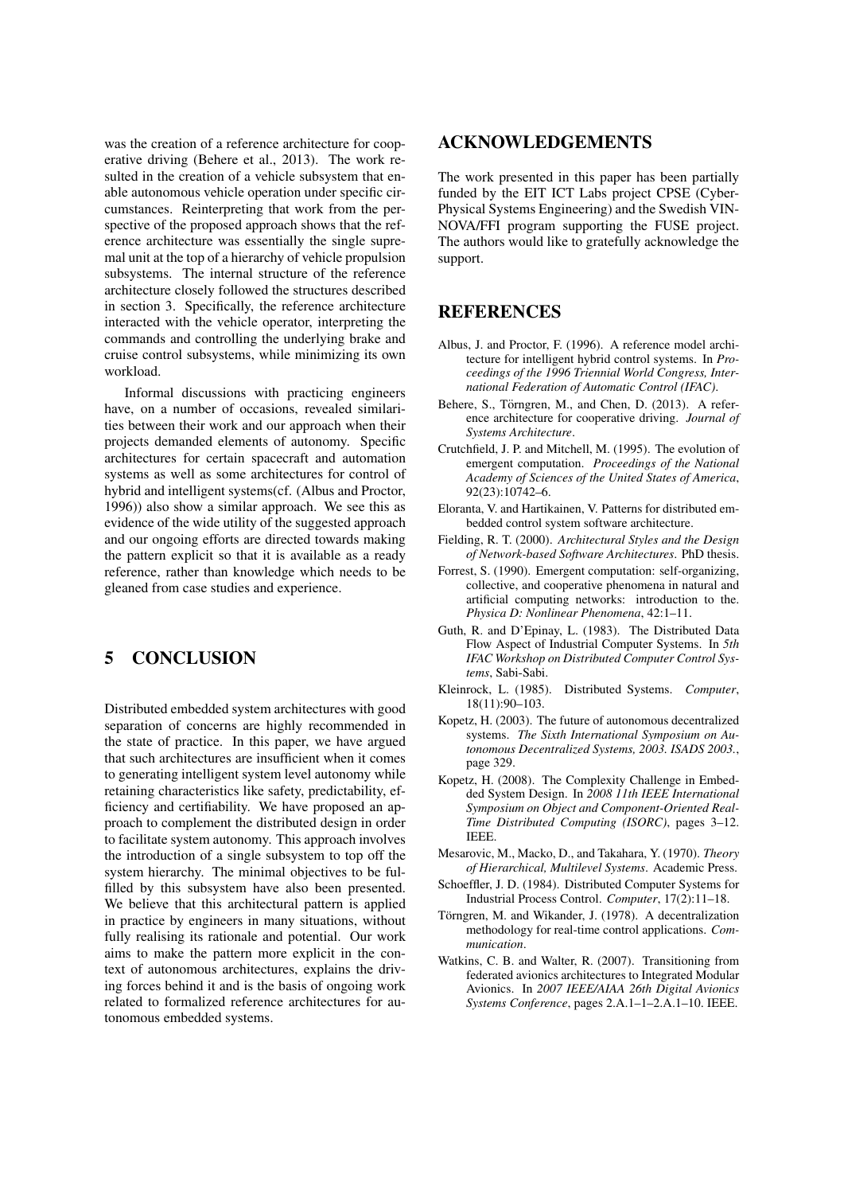was the creation of a reference architecture for cooperative driving (Behere et al., 2013). The work resulted in the creation of a vehicle subsystem that enable autonomous vehicle operation under specific circumstances. Reinterpreting that work from the perspective of the proposed approach shows that the reference architecture was essentially the single supremal unit at the top of a hierarchy of vehicle propulsion subsystems. The internal structure of the reference architecture closely followed the structures described in section 3. Specifically, the reference architecture interacted with the vehicle operator, interpreting the commands and controlling the underlying brake and cruise control subsystems, while minimizing its own workload.

Informal discussions with practicing engineers have, on a number of occasions, revealed similarities between their work and our approach when their projects demanded elements of autonomy. Specific architectures for certain spacecraft and automation systems as well as some architectures for control of hybrid and intelligent systems(cf. (Albus and Proctor, 1996)) also show a similar approach. We see this as evidence of the wide utility of the suggested approach and our ongoing efforts are directed towards making the pattern explicit so that it is available as a ready reference, rather than knowledge which needs to be gleaned from case studies and experience.

# 5 CONCLUSION

Distributed embedded system architectures with good separation of concerns are highly recommended in the state of practice. In this paper, we have argued that such architectures are insufficient when it comes to generating intelligent system level autonomy while retaining characteristics like safety, predictability, efficiency and certifiability. We have proposed an approach to complement the distributed design in order to facilitate system autonomy. This approach involves the introduction of a single subsystem to top off the system hierarchy. The minimal objectives to be fulfilled by this subsystem have also been presented. We believe that this architectural pattern is applied in practice by engineers in many situations, without fully realising its rationale and potential. Our work aims to make the pattern more explicit in the context of autonomous architectures, explains the driving forces behind it and is the basis of ongoing work related to formalized reference architectures for autonomous embedded systems.

# ACKNOWLEDGEMENTS

The work presented in this paper has been partially funded by the EIT ICT Labs project CPSE (Cyber-Physical Systems Engineering) and the Swedish VINNOVA/FFI program supporting the FUSE project. The authors would like to gratefully acknowledge the support.

# REFERENCES

Albus, J. and Proctor, F. (1996). A reference model architecture for intelligent hybrid control systems. In *Proceedings of the 1996 Triennial World Congress, International Federation of Automatic Control (IFAC)*.

Behere, S., Törngren, M., and Chen, D. (2013). A reference architecture for cooperative driving. *Journal of Systems Architecture*.

Crutchfield, J. P. and Mitchell, M. (1995). The evolution of emergent computation. *Proceedings of the National Academy of Sciences of the United States of America*, 92(23):10742–6.

Eloranta, V. and Hartikainen, V. Patterns for distributed embedded control system software architecture.

Fielding, R. T. (2000). *Architectural Styles and the Design of Network-based Software Architectures*. PhD thesis.

Forrest, S. (1990). Emergent computation: self-organizing, collective, and cooperative phenomena in natural and artificial computing networks: introduction to the. *Physica D: Nonlinear Phenomena*, 42:1–11.

Guth, R. and D'Epinay, L. (1983). The Distributed Data Flow Aspect of Industrial Computer Systems. In *5th IFAC Workshop on Distributed Computer Control Systems*, Sabi-Sabi.

Kleinrock, L. (1985). Distributed Systems. *Computer*, 18(11):90–103.

Kopetz, H. (2003). The future of autonomous decentralized systems. *The Sixth International Symposium on Autonomous Decentralized Systems, 2003. ISADS 2003.*, page 329.

Kopetz, H. (2008). The Complexity Challenge in Embedded System Design. In *2008 11th IEEE International Symposium on Object and Component-Oriented Real-Time Distributed Computing (ISORC)*, pages 3–12. IEEE.

Mesarovic, M., Macko, D., and Takahara, Y. (1970). *Theory of Hierarchical, Multilevel Systems*. Academic Press.

Schoeffler, J. D. (1984). Distributed Computer Systems for Industrial Process Control. *Computer*, 17(2):11–18.

Törngren, M. and Wikander, J. (1978). A decentralization methodology for real-time control applications. *Communication*.

Watkins, C. B. and Walter, R. (2007). Transitioning from federated avionics architectures to Integrated Modular Avionics. In *2007 IEEE/AIAA 26th Digital Avionics Systems Conference*, pages 2.A.1–1–2.A.1–10. IEEE.